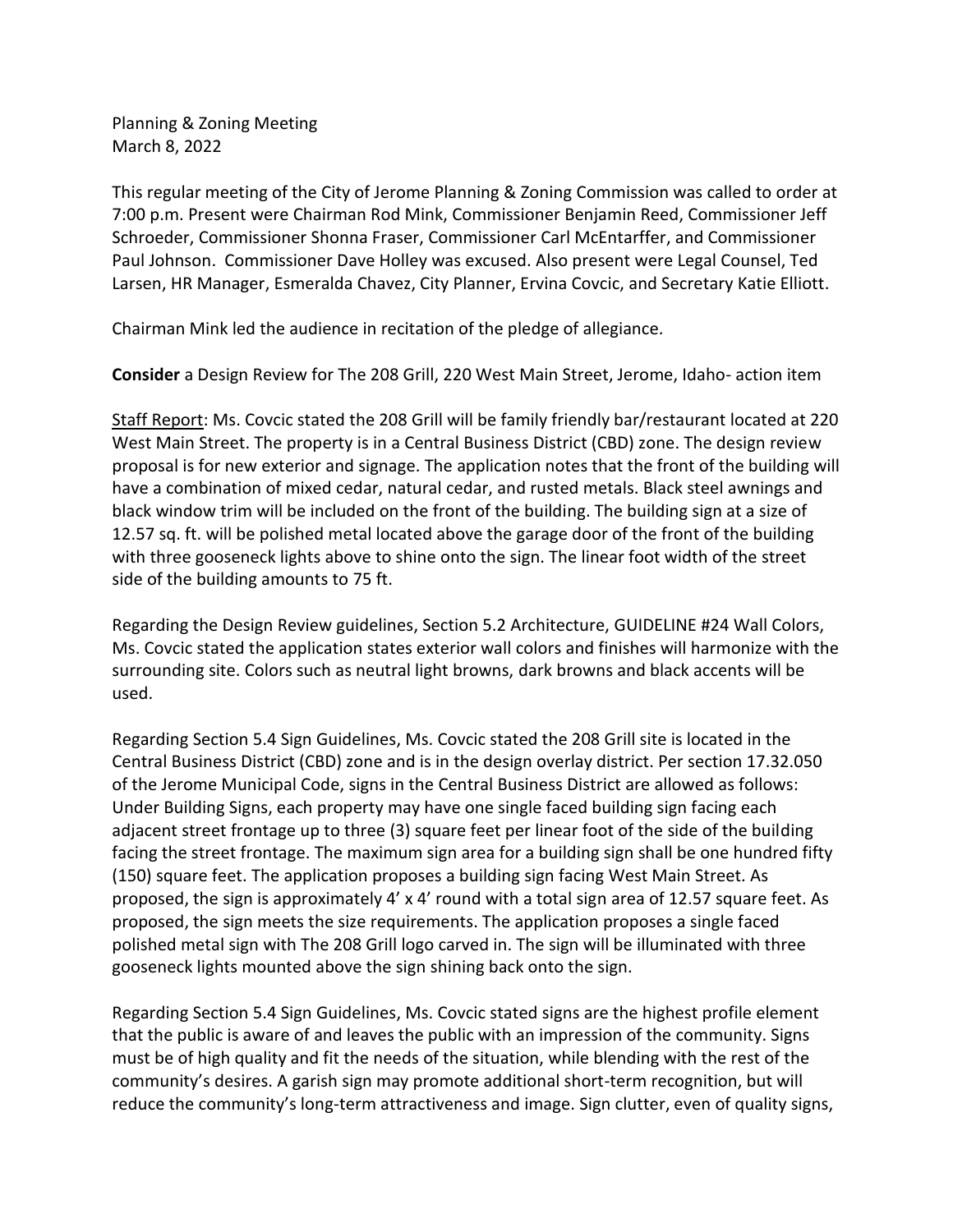Planning & Zoning Meeting
March 8, 2022

This regular meeting of the City of Jerome Planning & Zoning Commission was called to order at 7:00 p.m. Present were Chairman Rod Mink, Commissioner Benjamin Reed, Commissioner Jeff Schroeder, Commissioner Shonna Fraser, Commissioner Carl McEntarffer, and Commissioner Paul Johnson. Commissioner Dave Holley was excused. Also present were Legal Counsel, Ted Larsen, HR Manager, Esmeralda Chavez, City Planner, Ervina Covcic, and Secretary Katie Elliott.

Chairman Mink led the audience in recitation of the pledge of allegiance.

**Consider** a Design Review for The 208 Grill, 220 West Main Street, Jerome, Idaho- action item

Staff Report: Ms. Covcic stated the 208 Grill will be family friendly bar/restaurant located at 220 West Main Street. The property is in a Central Business District (CBD) zone. The design review proposal is for new exterior and signage. The application notes that the front of the building will have a combination of mixed cedar, natural cedar, and rusted metals. Black steel awnings and black window trim will be included on the front of the building. The building sign at a size of 12.57 sq. ft. will be polished metal located above the garage door of the front of the building with three gooseneck lights above to shine onto the sign. The linear foot width of the street side of the building amounts to 75 ft.

Regarding the Design Review guidelines, Section 5.2 Architecture, GUIDELINE #24 Wall Colors, Ms. Covcic stated the application states exterior wall colors and finishes will harmonize with the surrounding site. Colors such as neutral light browns, dark browns and black accents will be used.

Regarding Section 5.4 Sign Guidelines, Ms. Covcic stated the 208 Grill site is located in the Central Business District (CBD) zone and is in the design overlay district. Per section 17.32.050 of the Jerome Municipal Code, signs in the Central Business District are allowed as follows: Under Building Signs, each property may have one single faced building sign facing each adjacent street frontage up to three (3) square feet per linear foot of the side of the building facing the street frontage. The maximum sign area for a building sign shall be one hundred fifty (150) square feet. The application proposes a building sign facing West Main Street. As proposed, the sign is approximately 4' x 4' round with a total sign area of 12.57 square feet. As proposed, the sign meets the size requirements. The application proposes a single faced polished metal sign with The 208 Grill logo carved in. The sign will be illuminated with three gooseneck lights mounted above the sign shining back onto the sign.

Regarding Section 5.4 Sign Guidelines, Ms. Covcic stated signs are the highest profile element that the public is aware of and leaves the public with an impression of the community. Signs must be of high quality and fit the needs of the situation, while blending with the rest of the community's desires. A garish sign may promote additional short-term recognition, but will reduce the community's long-term attractiveness and image. Sign clutter, even of quality signs,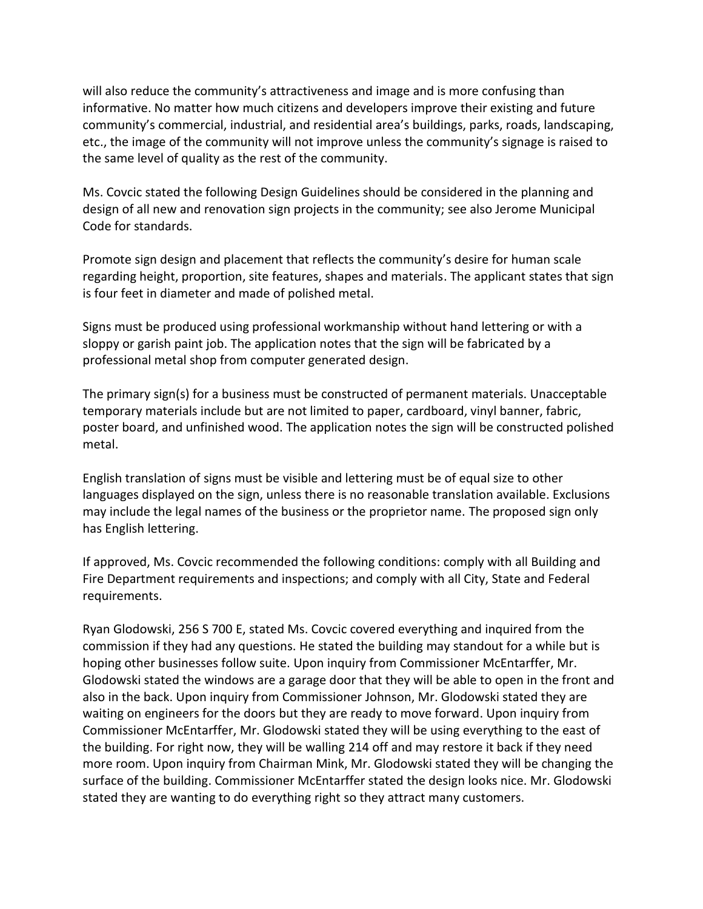will also reduce the community's attractiveness and image and is more confusing than informative. No matter how much citizens and developers improve their existing and future community's commercial, industrial, and residential area's buildings, parks, roads, landscaping, etc., the image of the community will not improve unless the community's signage is raised to the same level of quality as the rest of the community.

Ms. Covcic stated the following Design Guidelines should be considered in the planning and design of all new and renovation sign projects in the community; see also Jerome Municipal Code for standards.

Promote sign design and placement that reflects the community's desire for human scale regarding height, proportion, site features, shapes and materials. The applicant states that sign is four feet in diameter and made of polished metal.

Signs must be produced using professional workmanship without hand lettering or with a sloppy or garish paint job. The application notes that the sign will be fabricated by a professional metal shop from computer generated design.

The primary sign(s) for a business must be constructed of permanent materials. Unacceptable temporary materials include but are not limited to paper, cardboard, vinyl banner, fabric, poster board, and unfinished wood. The application notes the sign will be constructed polished metal.

English translation of signs must be visible and lettering must be of equal size to other languages displayed on the sign, unless there is no reasonable translation available. Exclusions may include the legal names of the business or the proprietor name. The proposed sign only has English lettering.

If approved, Ms. Covcic recommended the following conditions: comply with all Building and Fire Department requirements and inspections; and comply with all City, State and Federal requirements.

Ryan Glodowski, 256 S 700 E, stated Ms. Covcic covered everything and inquired from the commission if they had any questions. He stated the building may standout for a while but is hoping other businesses follow suite. Upon inquiry from Commissioner McEntarffer, Mr. Glodowski stated the windows are a garage door that they will be able to open in the front and also in the back. Upon inquiry from Commissioner Johnson, Mr. Glodowski stated they are waiting on engineers for the doors but they are ready to move forward. Upon inquiry from Commissioner McEntarffer, Mr. Glodowski stated they will be using everything to the east of the building. For right now, they will be walling 214 off and may restore it back if they need more room. Upon inquiry from Chairman Mink, Mr. Glodowski stated they will be changing the surface of the building. Commissioner McEntarffer stated the design looks nice. Mr. Glodowski stated they are wanting to do everything right so they attract many customers.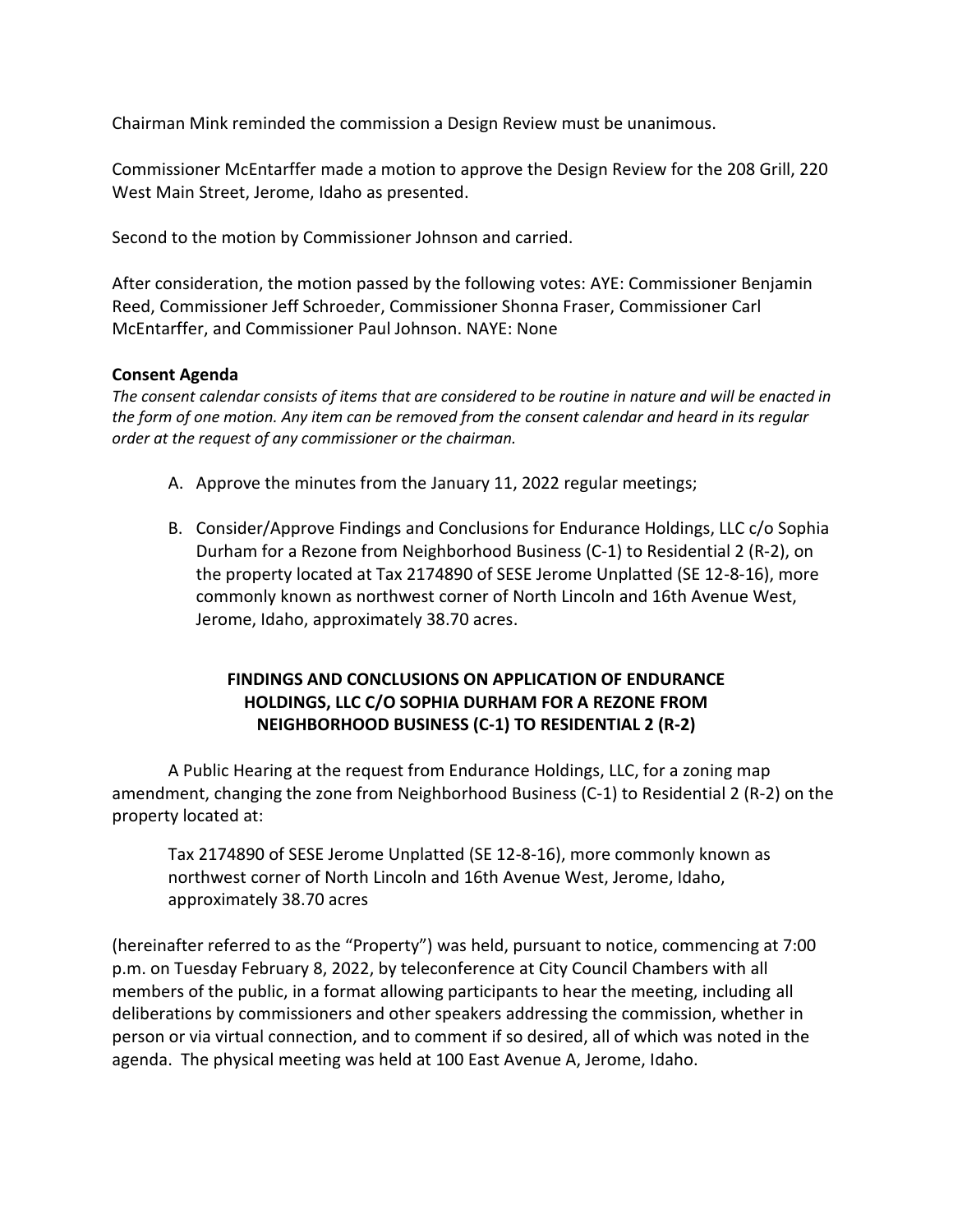Chairman Mink reminded the commission a Design Review must be unanimous.

Commissioner McEntarffer made a motion to approve the Design Review for the 208 Grill, 220 West Main Street, Jerome, Idaho as presented.

Second to the motion by Commissioner Johnson and carried.

After consideration, the motion passed by the following votes: AYE: Commissioner Benjamin Reed, Commissioner Jeff Schroeder, Commissioner Shonna Fraser, Commissioner Carl McEntarffer, and Commissioner Paul Johnson. NAYE: None

**Consent Agenda**

*The consent calendar consists of items that are considered to be routine in nature and will be enacted in the form of one motion. Any item can be removed from the consent calendar and heard in its regular order at the request of any commissioner or the chairman.*

A. Approve the minutes from the January 11, 2022 regular meetings;

B. Consider/Approve Findings and Conclusions for Endurance Holdings, LLC c/o Sophia Durham for a Rezone from Neighborhood Business (C-1) to Residential 2 (R-2), on the property located at Tax 2174890 of SESE Jerome Unplatted (SE 12-8-16), more commonly known as northwest corner of North Lincoln and 16th Avenue West, Jerome, Idaho, approximately 38.70 acres.

**FINDINGS AND CONCLUSIONS ON APPLICATION OF ENDURANCE HOLDINGS, LLC C/O SOPHIA DURHAM FOR A REZONE FROM NEIGHBORHOOD BUSINESS (C-1) TO RESIDENTIAL 2 (R-2)**

A Public Hearing at the request from Endurance Holdings, LLC, for a zoning map amendment, changing the zone from Neighborhood Business (C-1) to Residential 2 (R-2) on the property located at:

> Tax 2174890 of SESE Jerome Unplatted (SE 12-8-16), more commonly known as northwest corner of North Lincoln and 16th Avenue West, Jerome, Idaho, approximately 38.70 acres

(hereinafter referred to as the "Property") was held, pursuant to notice, commencing at 7:00 p.m. on Tuesday February 8, 2022, by teleconference at City Council Chambers with all members of the public, in a format allowing participants to hear the meeting, including all deliberations by commissioners and other speakers addressing the commission, whether in person or via virtual connection, and to comment if so desired, all of which was noted in the agenda. The physical meeting was held at 100 East Avenue A, Jerome, Idaho.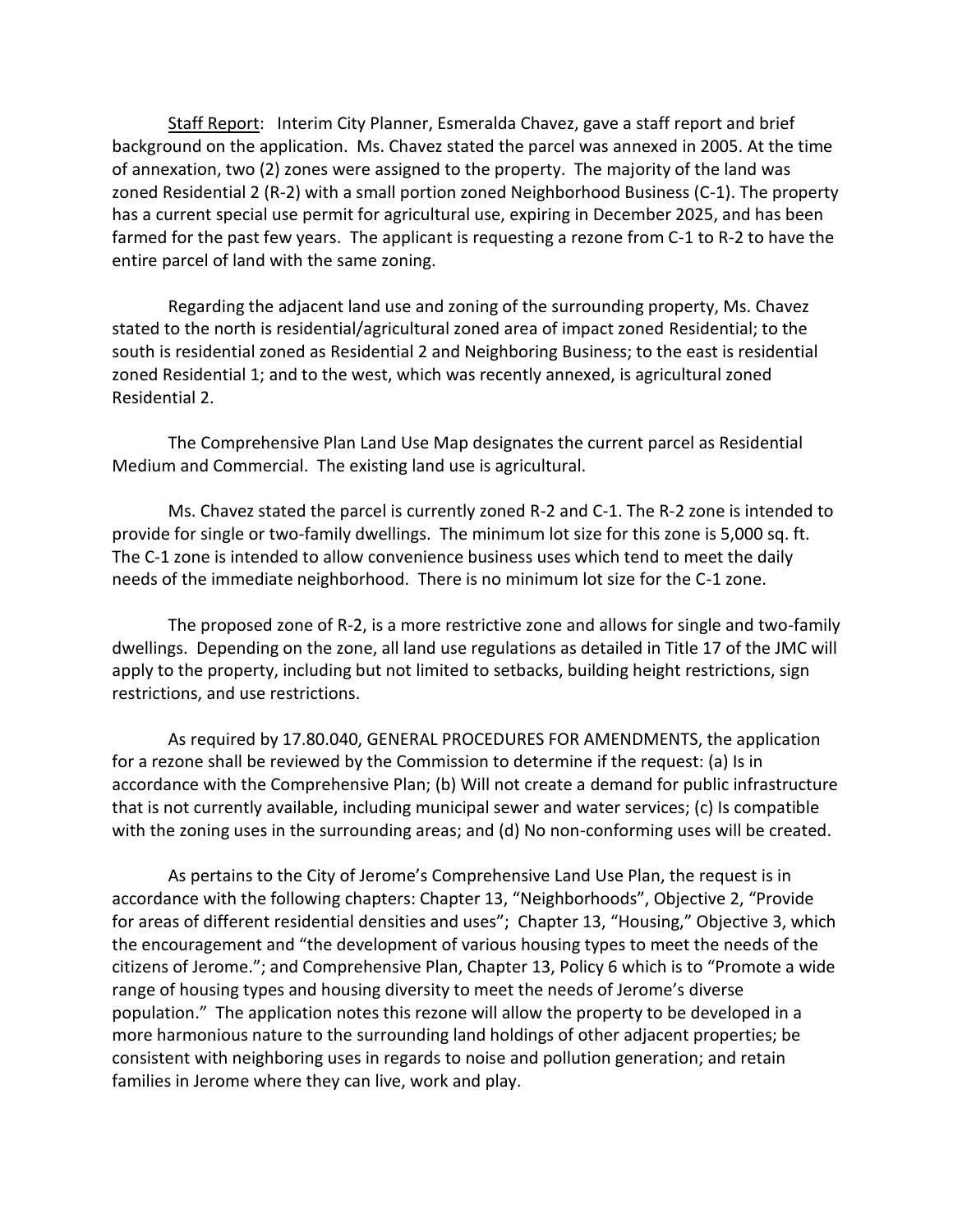Staff Report: Interim City Planner, Esmeralda Chavez, gave a staff report and brief background on the application. Ms. Chavez stated the parcel was annexed in 2005. At the time of annexation, two (2) zones were assigned to the property. The majority of the land was zoned Residential 2 (R-2) with a small portion zoned Neighborhood Business (C-1). The property has a current special use permit for agricultural use, expiring in December 2025, and has been farmed for the past few years. The applicant is requesting a rezone from C-1 to R-2 to have the entire parcel of land with the same zoning.

Regarding the adjacent land use and zoning of the surrounding property, Ms. Chavez stated to the north is residential/agricultural zoned area of impact zoned Residential; to the south is residential zoned as Residential 2 and Neighboring Business; to the east is residential zoned Residential 1; and to the west, which was recently annexed, is agricultural zoned Residential 2.

The Comprehensive Plan Land Use Map designates the current parcel as Residential Medium and Commercial. The existing land use is agricultural.

Ms. Chavez stated the parcel is currently zoned R-2 and C-1. The R-2 zone is intended to provide for single or two-family dwellings. The minimum lot size for this zone is 5,000 sq. ft. The C-1 zone is intended to allow convenience business uses which tend to meet the daily needs of the immediate neighborhood. There is no minimum lot size for the C-1 zone.

The proposed zone of R-2, is a more restrictive zone and allows for single and two-family dwellings. Depending on the zone, all land use regulations as detailed in Title 17 of the JMC will apply to the property, including but not limited to setbacks, building height restrictions, sign restrictions, and use restrictions.

As required by 17.80.040, GENERAL PROCEDURES FOR AMENDMENTS, the application for a rezone shall be reviewed by the Commission to determine if the request: (a) Is in accordance with the Comprehensive Plan; (b) Will not create a demand for public infrastructure that is not currently available, including municipal sewer and water services; (c) Is compatible with the zoning uses in the surrounding areas; and (d) No non-conforming uses will be created.

As pertains to the City of Jerome's Comprehensive Land Use Plan, the request is in accordance with the following chapters: Chapter 13, "Neighborhoods", Objective 2, "Provide for areas of different residential densities and uses"; Chapter 13, "Housing," Objective 3, which the encouragement and "the development of various housing types to meet the needs of the citizens of Jerome."; and Comprehensive Plan, Chapter 13, Policy 6 which is to "Promote a wide range of housing types and housing diversity to meet the needs of Jerome's diverse population." The application notes this rezone will allow the property to be developed in a more harmonious nature to the surrounding land holdings of other adjacent properties; be consistent with neighboring uses in regards to noise and pollution generation; and retain families in Jerome where they can live, work and play.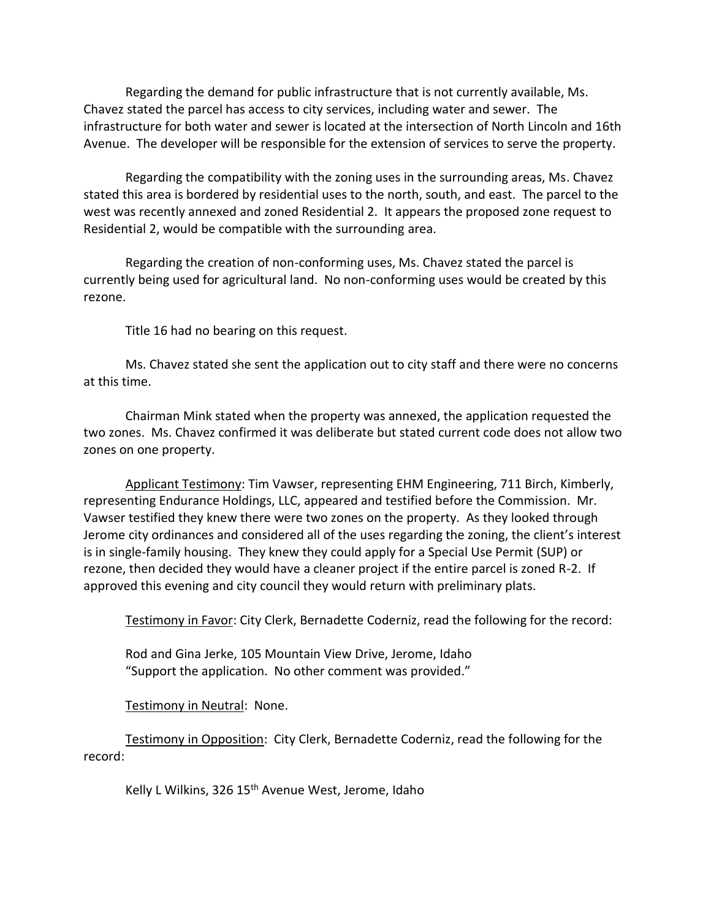Regarding the demand for public infrastructure that is not currently available, Ms. Chavez stated the parcel has access to city services, including water and sewer. The infrastructure for both water and sewer is located at the intersection of North Lincoln and 16th Avenue. The developer will be responsible for the extension of services to serve the property.

Regarding the compatibility with the zoning uses in the surrounding areas, Ms. Chavez stated this area is bordered by residential uses to the north, south, and east. The parcel to the west was recently annexed and zoned Residential 2. It appears the proposed zone request to Residential 2, would be compatible with the surrounding area.

Regarding the creation of non-conforming uses, Ms. Chavez stated the parcel is currently being used for agricultural land. No non-conforming uses would be created by this rezone.

Title 16 had no bearing on this request.

Ms. Chavez stated she sent the application out to city staff and there were no concerns at this time.

Chairman Mink stated when the property was annexed, the application requested the two zones. Ms. Chavez confirmed it was deliberate but stated current code does not allow two zones on one property.

Applicant Testimony: Tim Vawser, representing EHM Engineering, 711 Birch, Kimberly, representing Endurance Holdings, LLC, appeared and testified before the Commission. Mr. Vawser testified they knew there were two zones on the property. As they looked through Jerome city ordinances and considered all of the uses regarding the zoning, the client's interest is in single-family housing. They knew they could apply for a Special Use Permit (SUP) or rezone, then decided they would have a cleaner project if the entire parcel is zoned R-2. If approved this evening and city council they would return with preliminary plats.

Testimony in Favor: City Clerk, Bernadette Coderniz, read the following for the record:

Rod and Gina Jerke, 105 Mountain View Drive, Jerome, Idaho
"Support the application. No other comment was provided."

Testimony in Neutral: None.

Testimony in Opposition: City Clerk, Bernadette Coderniz, read the following for the record:

Kelly L Wilkins, 326 15th Avenue West, Jerome, Idaho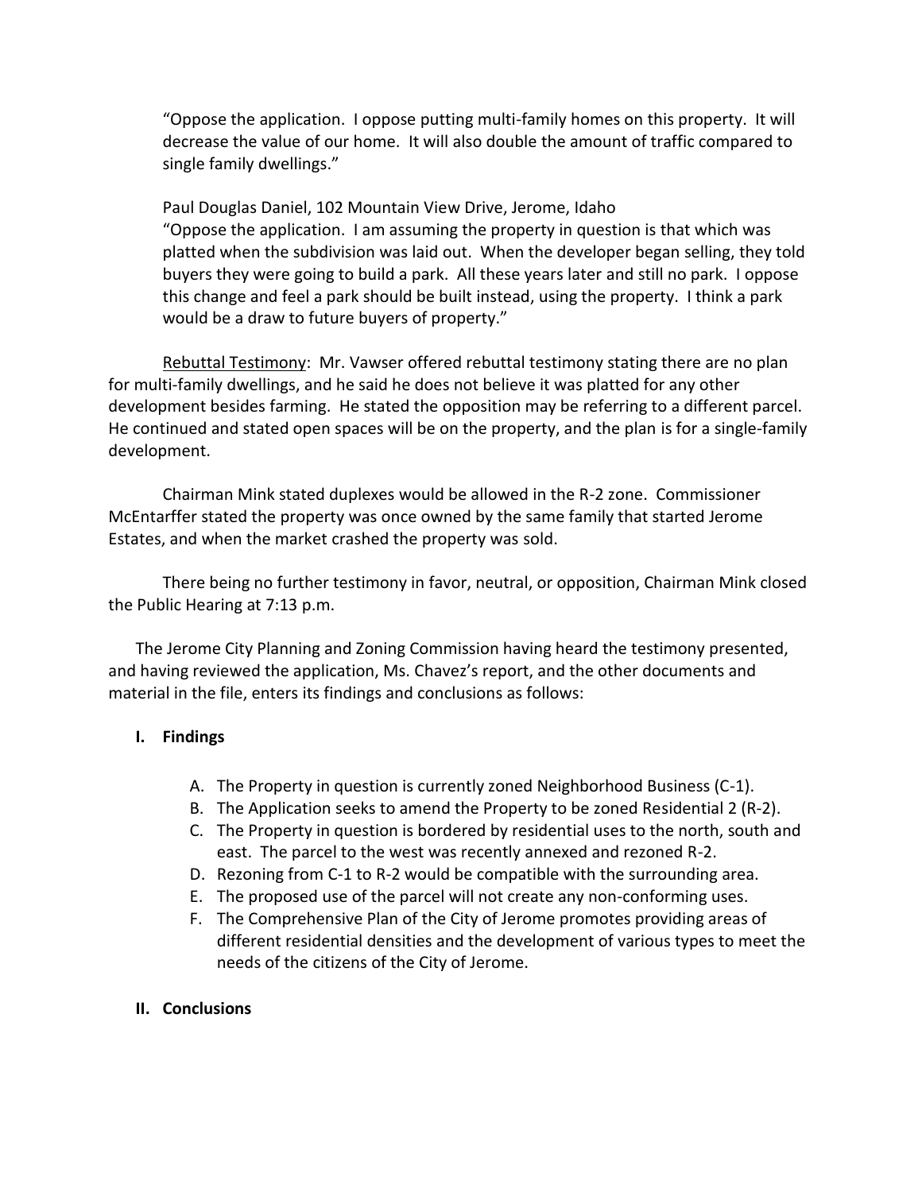"Oppose the application. I oppose putting multi-family homes on this property. It will decrease the value of our home. It will also double the amount of traffic compared to single family dwellings."

Paul Douglas Daniel, 102 Mountain View Drive, Jerome, Idaho
"Oppose the application. I am assuming the property in question is that which was platted when the subdivision was laid out. When the developer began selling, they told buyers they were going to build a park. All these years later and still no park. I oppose this change and feel a park should be built instead, using the property. I think a park would be a draw to future buyers of property."

Rebuttal Testimony: Mr. Vawser offered rebuttal testimony stating there are no plan for multi-family dwellings, and he said he does not believe it was platted for any other development besides farming. He stated the opposition may be referring to a different parcel. He continued and stated open spaces will be on the property, and the plan is for a single-family development.

Chairman Mink stated duplexes would be allowed in the R-2 zone. Commissioner McEntarffer stated the property was once owned by the same family that started Jerome Estates, and when the market crashed the property was sold.

There being no further testimony in favor, neutral, or opposition, Chairman Mink closed the Public Hearing at 7:13 p.m.

The Jerome City Planning and Zoning Commission having heard the testimony presented, and having reviewed the application, Ms. Chavez's report, and the other documents and material in the file, enters its findings and conclusions as follows:

## I. Findings

A. The Property in question is currently zoned Neighborhood Business (C-1).
B. The Application seeks to amend the Property to be zoned Residential 2 (R-2).
C. The Property in question is bordered by residential uses to the north, south and east. The parcel to the west was recently annexed and rezoned R-2.
D. Rezoning from C-1 to R-2 would be compatible with the surrounding area.
E. The proposed use of the parcel will not create any non-conforming uses.
F. The Comprehensive Plan of the City of Jerome promotes providing areas of different residential densities and the development of various types to meet the needs of the citizens of the City of Jerome.

## II. Conclusions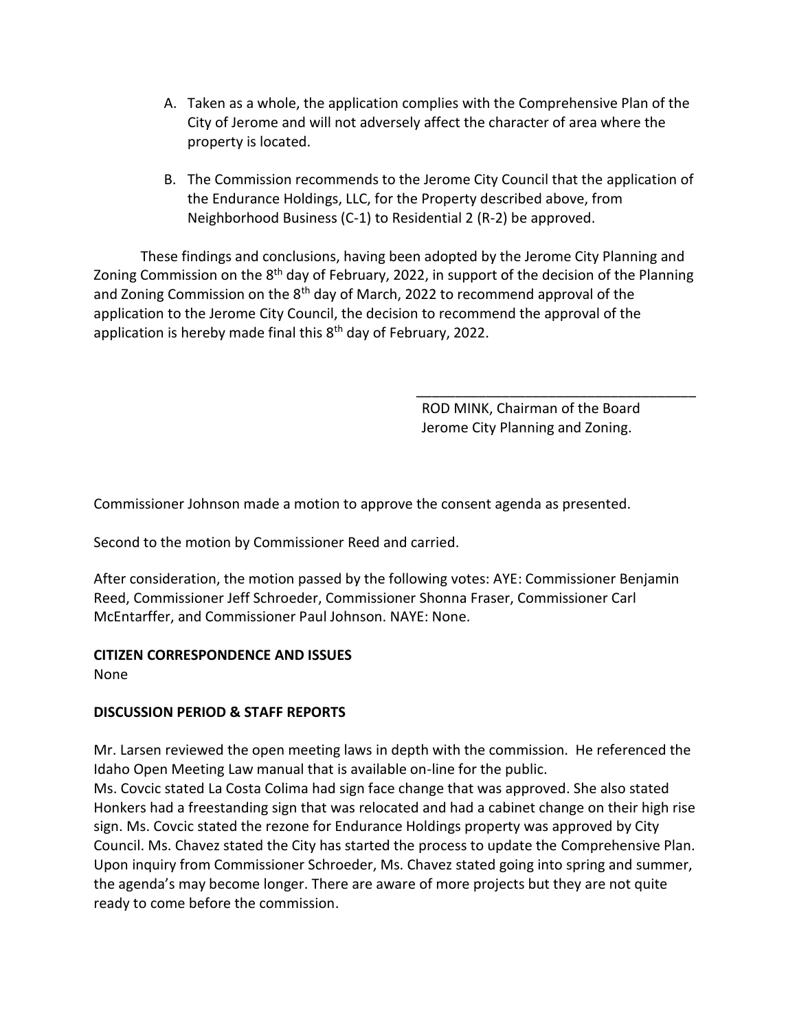A. Taken as a whole, the application complies with the Comprehensive Plan of the City of Jerome and will not adversely affect the character of area where the property is located.

B. The Commission recommends to the Jerome City Council that the application of the Endurance Holdings, LLC, for the Property described above, from Neighborhood Business (C-1) to Residential 2 (R-2) be approved.

These findings and conclusions, having been adopted by the Jerome City Planning and Zoning Commission on the 8th day of February, 2022, in support of the decision of the Planning and Zoning Commission on the 8th day of March, 2022 to recommend approval of the application to the Jerome City Council, the decision to recommend the approval of the application is hereby made final this 8th day of February, 2022.

\_\_\_\_\_\_\_\_\_\_\_\_\_\_\_\_\_\_\_\_\_\_\_\_\_\_\_\_\_\_\_\_\_\_\_\_\_\_
ROD MINK, Chairman of the Board
Jerome City Planning and Zoning.

Commissioner Johnson made a motion to approve the consent agenda as presented.

Second to the motion by Commissioner Reed and carried.

After consideration, the motion passed by the following votes: AYE: Commissioner Benjamin Reed, Commissioner Jeff Schroeder, Commissioner Shonna Fraser, Commissioner Carl McEntarffer, and Commissioner Paul Johnson. NAYE: None.

**CITIZEN CORRESPONDENCE AND ISSUES**

None

**DISCUSSION PERIOD & STAFF REPORTS**

Mr. Larsen reviewed the open meeting laws in depth with the commission. He referenced the Idaho Open Meeting Law manual that is available on-line for the public.
Ms. Covcic stated La Costa Colima had sign face change that was approved. She also stated Honkers had a freestanding sign that was relocated and had a cabinet change on their high rise sign. Ms. Covcic stated the rezone for Endurance Holdings property was approved by City Council. Ms. Chavez stated the City has started the process to update the Comprehensive Plan. Upon inquiry from Commissioner Schroeder, Ms. Chavez stated going into spring and summer, the agenda's may become longer. There are aware of more projects but they are not quite ready to come before the commission.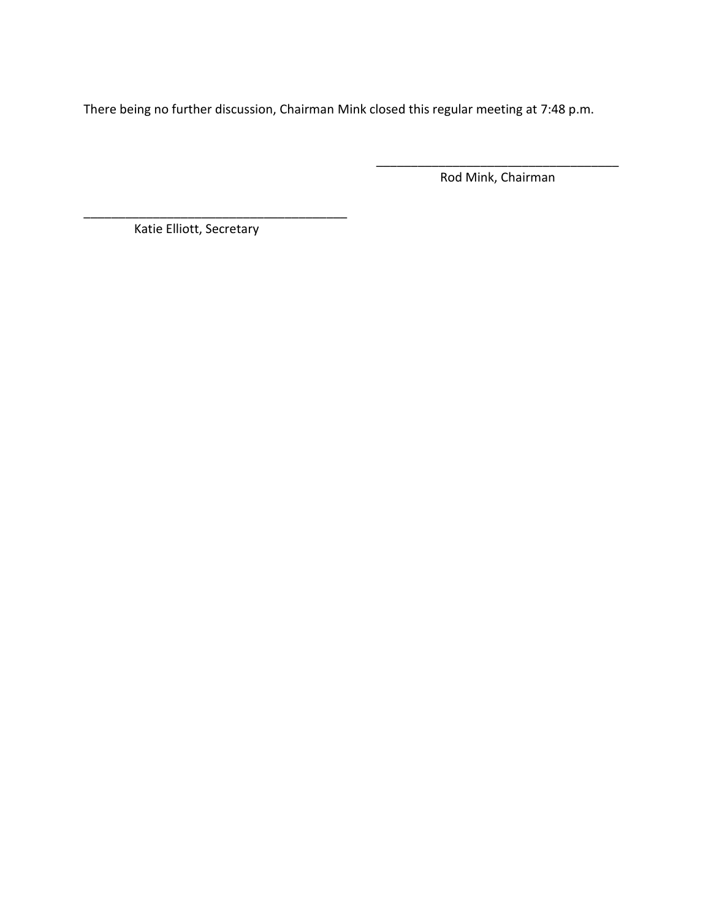There being no further discussion, Chairman Mink closed this regular meeting at 7:48 p.m.

_____________________________________
Rod Mink, Chairman

_________________________________________
Katie Elliott, Secretary